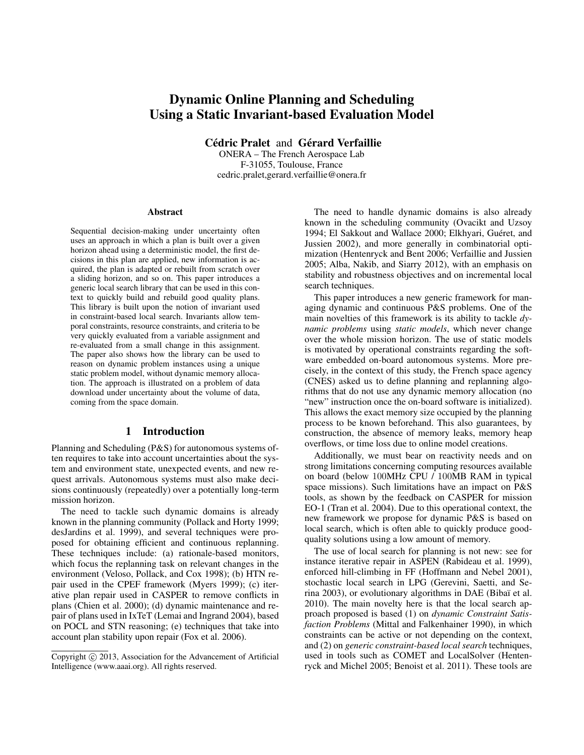# Dynamic Online Planning and Scheduling Using a Static Invariant-based Evaluation Model

**Cédric Pralet** and **Gérard Verfaillie**
ONERA – The French Aerospace Lab
F-31055, Toulouse, France
cedric.pralet,gerard.verfaillie@onera.fr

### Abstract

Sequential decision-making under uncertainty often uses an approach in which a plan is built over a given horizon ahead using a deterministic model, the first decisions in this plan are applied, new information is acquired, the plan is adapted or rebuilt from scratch over a sliding horizon, and so on. This paper introduces a generic local search library that can be used in this context to quickly build and rebuild good quality plans. This library is built upon the notion of invariant used in constraint-based local search. Invariants allow temporal constraints, resource constraints, and criteria to be very quickly evaluated from a variable assignment and re-evaluated from a small change in this assignment. The paper also shows how the library can be used to reason on dynamic problem instances using a unique static problem model, without dynamic memory allocation. The approach is illustrated on a problem of data download under uncertainty about the volume of data, coming from the space domain.

## 1 Introduction

Planning and Scheduling (P&S) for autonomous systems often requires to take into account uncertainties about the system and environment state, unexpected events, and new request arrivals. Autonomous systems must also make decisions continuously (repeatedly) over a potentially long-term mission horizon.

The need to tackle such dynamic domains is already known in the planning community (Pollack and Horty 1999; desJardins et al. 1999), and several techniques were proposed for obtaining efficient and continuous replanning. These techniques include: (a) rationale-based monitors, which focus the replanning task on relevant changes in the environment (Veloso, Pollack, and Cox 1998); (b) HTN repair used in the CPEF framework (Myers 1999); (c) iterative plan repair used in CASPER to remove conflicts in plans (Chien et al. 2000); (d) dynamic maintenance and repair of plans used in IxTeT (Lemai and Ingrand 2004), based on POCL and STN reasoning; (e) techniques that take into account plan stability upon repair (Fox et al. 2006).

The need to handle dynamic domains is also already known in the scheduling community (Ovacikt and Uzsoy 1994; El Sakkout and Wallace 2000; Elkhyari, Guéret, and Jussien 2002), and more generally in combinatorial optimization (Hentenryck and Bent 2006; Verfaillie and Jussien 2005; Alba, Nakib, and Siarry 2012), with an emphasis on stability and robustness objectives and on incremental local search techniques.

This paper introduces a new generic framework for managing dynamic and continuous P&S problems. One of the main novelties of this framework is its ability to tackle *dynamic problems* using *static models*, which never change over the whole mission horizon. The use of static models is motivated by operational constraints regarding the software embedded on-board autonomous systems. More precisely, in the context of this study, the French space agency (CNES) asked us to define planning and replanning algorithms that do not use any dynamic memory allocation (no "new" instruction once the on-board software is initialized). This allows the exact memory size occupied by the planning process to be known beforehand. This also guarantees, by construction, the absence of memory leaks, memory heap overflows, or time loss due to online model creations.

Additionally, we must bear on reactivity needs and on strong limitations concerning computing resources available on board (below 100MHz CPU / 100MB RAM in typical space missions). Such limitations have an impact on P&S tools, as shown by the feedback on CASPER for mission EO-1 (Tran et al. 2004). Due to this operational context, the new framework we propose for dynamic P&S is based on local search, which is often able to quickly produce good-quality solutions using a low amount of memory.

The use of local search for planning is not new: see for instance iterative repair in ASPEN (Rabideau et al. 1999), enforced hill-climbing in FF (Hoffmann and Nebel 2001), stochastic local search in LPG (Gerevini, Saetti, and Serina 2003), or evolutionary algorithms in DAE (Bibaï et al. 2010). The main novelty here is that the local search approach proposed is based (1) on *dynamic Constraint Satisfaction Problems* (Mittal and Falkenhainer 1990), in which constraints can be active or not depending on the context, and (2) on *generic constraint-based local search* techniques, used in tools such as COMET and LocalSolver (Hentenryck and Michel 2005; Benoist et al. 2011). These tools are

Copyright © 2013, Association for the Advancement of Artificial Intelligence (www.aaai.org). All rights reserved.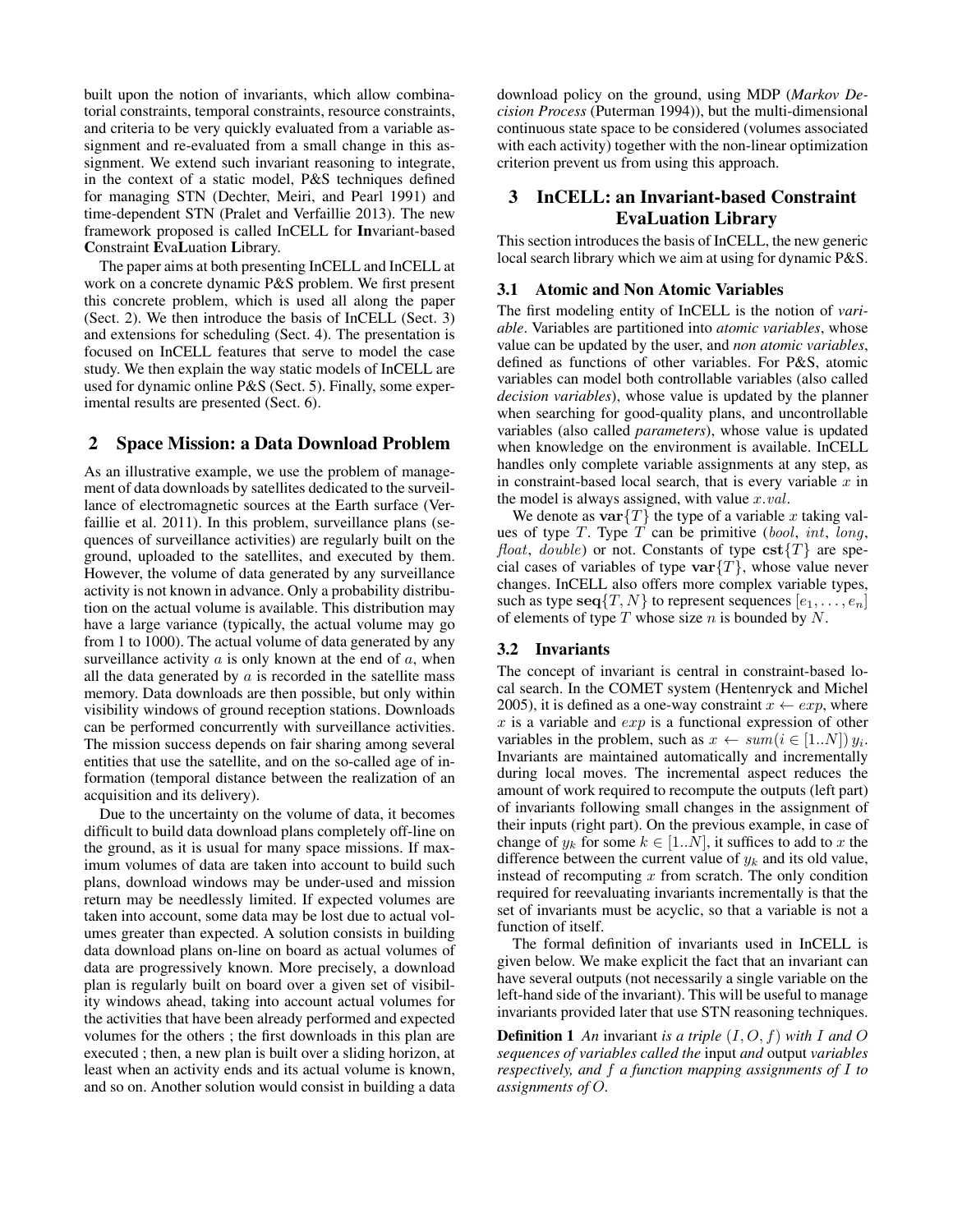built upon the notion of invariants, which allow combinatorial constraints, temporal constraints, resource constraints, and criteria to be very quickly evaluated from a variable assignment and re-evaluated from a small change in this assignment. We extend such invariant reasoning to integrate, in the context of a static model, P&S techniques defined for managing STN (Dechter, Meiri, and Pearl 1991) and time-dependent STN (Pralet and Verfaillie 2013). The new framework proposed is called InCELL for **In**variant-based **C**onstraint **E**va**L**uation **L**ibrary.

The paper aims at both presenting InCELL and InCELL at work on a concrete dynamic P&S problem. We first present this concrete problem, which is used all along the paper (Sect. 2). We then introduce the basis of InCELL (Sect. 3) and extensions for scheduling (Sect. 4). The presentation is focused on InCELL features that serve to model the case study. We then explain the way static models of InCELL are used for dynamic online P&S (Sect. 5). Finally, some experimental results are presented (Sect. 6).

## 2 Space Mission: a Data Download Problem

As an illustrative example, we use the problem of management of data downloads by satellites dedicated to the surveillance of electromagnetic sources at the Earth surface (Verfaillie et al. 2011). In this problem, surveillance plans (sequences of surveillance activities) are regularly built on the ground, uploaded to the satellites, and executed by them. However, the volume of data generated by any surveillance activity is not known in advance. Only a probability distribution on the actual volume is available. This distribution may have a large variance (typically, the actual volume may go from 1 to 1000). The actual volume of data generated by any surveillance activity $a$ is only known at the end of $a$, when all the data generated by $a$ is recorded in the satellite mass memory. Data downloads are then possible, but only within visibility windows of ground reception stations. Downloads can be performed concurrently with surveillance activities. The mission success depends on fair sharing among several entities that use the satellite, and on the so-called age of information (temporal distance between the realization of an acquisition and its delivery).

Due to the uncertainty on the volume of data, it becomes difficult to build data download plans completely off-line on the ground, as it is usual for many space missions. If maximum volumes of data are taken into account to build such plans, download windows may be under-used and mission return may be needlessly limited. If expected volumes are taken into account, some data may be lost due to actual volumes greater than expected. A solution consists in building data download plans on-line on board as actual volumes of data are progressively known. More precisely, a download plan is regularly built on board over a given set of visibility windows ahead, taking into account actual volumes for the activities that have been already performed and expected volumes for the others ; the first downloads in this plan are executed ; then, a new plan is built over a sliding horizon, at least when an activity ends and its actual volume is known, and so on. Another solution would consist in building a data download policy on the ground, using MDP (*Markov Decision Process* (Puterman 1994)), but the multi-dimensional continuous state space to be considered (volumes associated with each activity) together with the non-linear optimization criterion prevent us from using this approach.

## 3 InCELL: an Invariant-based Constraint EvaLuation Library

This section introduces the basis of InCELL, the new generic local search library which we aim at using for dynamic P&S.

### 3.1 Atomic and Non Atomic Variables

The first modeling entity of InCELL is the notion of *variable*. Variables are partitioned into *atomic variables*, whose value can be updated by the user, and *non atomic variables*, defined as functions of other variables. For P&S, atomic variables can model both controllable variables (also called *decision variables*), whose value is updated by the planner when searching for good-quality plans, and uncontrollable variables (also called *parameters*), whose value is updated when knowledge on the environment is available. InCELL handles only complete variable assignments at any step, as in constraint-based local search, that is every variable $x$ in the model is always assigned, with value $x.val$.

We denote as $\mathbf{var}\{T\}$ the type of a variable $x$ taking values of type $T$. Type $T$ can be primitive ($bool$, $int$, $long$, $float$, $double$) or not. Constants of type $\mathbf{cst}\{T\}$ are special cases of variables of type $\mathbf{var}\{T\}$, whose value never changes. InCELL also offers more complex variable types, such as type $\mathbf{seq}\{T, N\}$ to represent sequences $[e_1, \ldots, e_n]$ of elements of type $T$ whose size $n$ is bounded by $N$.

### 3.2 Invariants

The concept of invariant is central in constraint-based local search. In the COMET system (Hentenryck and Michel 2005), it is defined as a one-way constraint $x \leftarrow exp$, where $x$ is a variable and $exp$ is a functional expression of other variables in the problem, such as $x \leftarrow sum(i \in [1..N])\, y_i$. Invariants are maintained automatically and incrementally during local moves. The incremental aspect reduces the amount of work required to recompute the outputs (left part) of invariants following small changes in the assignment of their inputs (right part). On the previous example, in case of change of $y_k$ for some $k \in [1..N]$, it suffices to add to $x$ the difference between the current value of $y_k$ and its old value, instead of recomputing $x$ from scratch. The only condition required for reevaluating invariants incrementally is that the set of invariants must be acyclic, so that a variable is not a function of itself.

The formal definition of invariants used in InCELL is given below. We make explicit the fact that an invariant can have several outputs (not necessarily a single variable on the left-hand side of the invariant). This will be useful to manage invariants provided later that use STN reasoning techniques.

**Definition 1** *An* invariant *is a triple* $(I, O, f)$ *with* $I$ *and* $O$ *sequences of variables called the* input *and* output *variables respectively, and* $f$ *a function mapping assignments of* $I$ *to assignments of* $O$.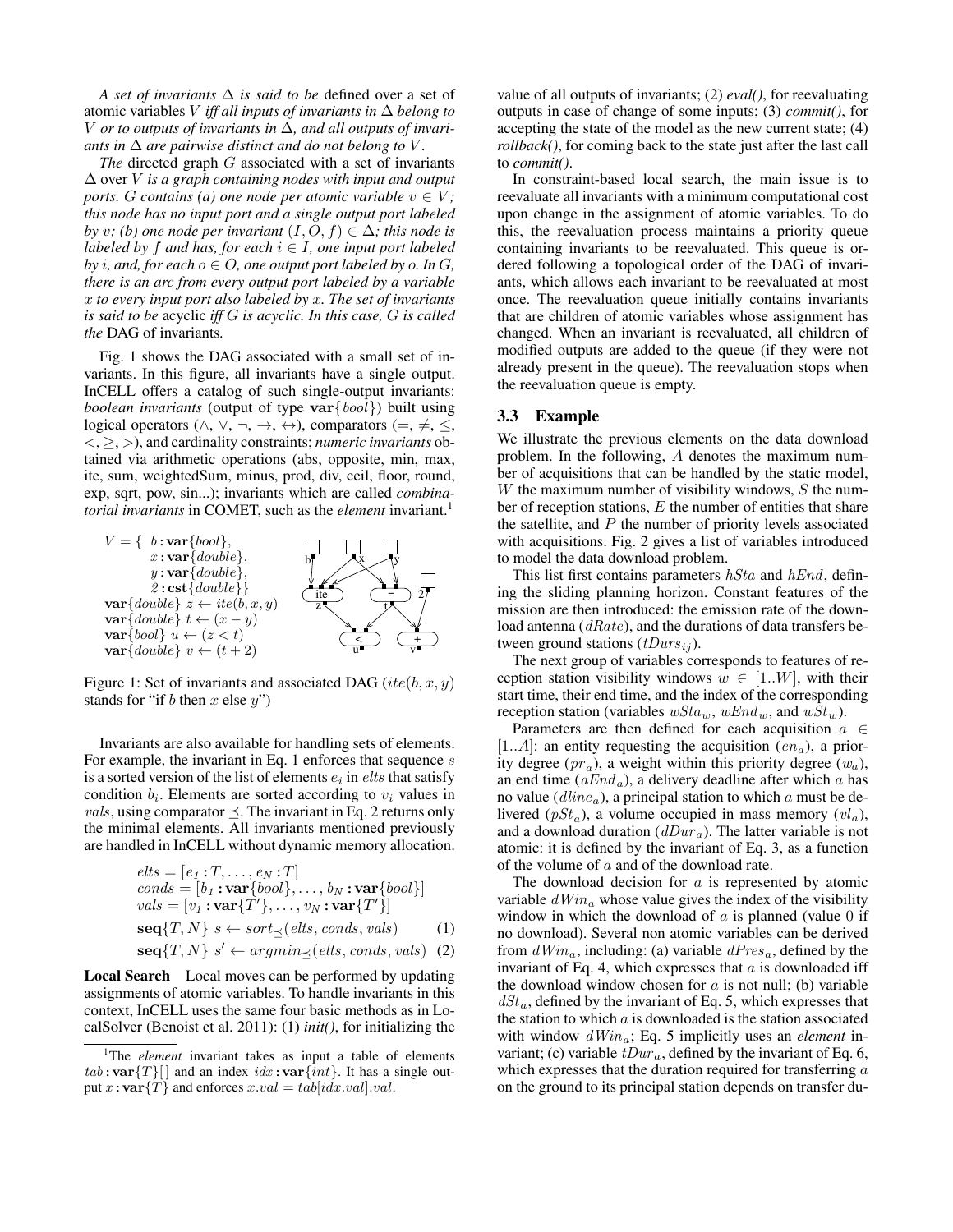*A set of invariants* $\Delta$ *is said to be* defined over a set of atomic variables $V$ *iff all inputs of invariants in* $\Delta$ *belong to* $V$ *or to outputs of invariants in* $\Delta$*, and all outputs of invariants in* $\Delta$ *are pairwise distinct and do not belong to* $V$.

*The* directed graph $G$ associated with a set of invariants $\Delta$ over $V$ *is a graph containing nodes with input and output ports.* $G$ *contains (a) one node per atomic variable* $v \in V$*; this node has no input port and a single output port labeled by* $v$*; (b) one node per invariant* $(I, O, f) \in \Delta$*; this node is labeled by* $f$ *and has, for each* $i \in I$*, one input port labeled by* $i$*, and, for each* $o \in O$*, one output port labeled by* $o$*. In* $G$*, there is an arc from every output port labeled by a variable* $x$ *to every input port also labeled by* $x$*. The set of invariants is said to be* acyclic *iff* $G$ *is acyclic. In this case,* $G$ *is called the* DAG of invariants*.*

Fig. 1 shows the DAG associated with a small set of invariants. In this figure, all invariants have a single output. InCELL offers a catalog of such single-output invariants: *boolean invariants* (output of type $\mathbf{var}\{bool\}$) built using logical operators ($\wedge, \vee, \neg, \rightarrow, \leftrightarrow$), comparators ($=, \neq, \leq, <, \geq, >$), and cardinality constraints; *numeric invariants* obtained via arithmetic operations (abs, opposite, min, max, ite, sum, weightedSum, minus, prod, div, ceil, floor, round, exp, sqrt, pow, sin...); invariants which are called *combinatorial invariants* in COMET, such as the *element* invariant.[1]

$$
\begin{aligned}
V = \{\ & b : \mathbf{var}\{bool\},\\
& x : \mathbf{var}\{double\},\\
& y : \mathbf{var}\{double\},\\
& 2 : \mathbf{cst}\{double\}\}\\
\mathbf{var}\{double\}\ & z \leftarrow ite(b, x, y)\\
\mathbf{var}\{double\}\ & t \leftarrow (x - y)\\
\mathbf{var}\{bool\}\ & u \leftarrow (z < t)\\
\mathbf{var}\{double\}\ & v \leftarrow (t + 2)
\end{aligned}
$$

Figure 1: Set of invariants and associated DAG ($ite(b, x, y)$ stands for "if $b$ then $x$ else $y$")

Invariants are also available for handling sets of elements. For example, the invariant in Eq. 1 enforces that sequence $s$ is a sorted version of the list of elements $e_i$ in $elts$ that satisfy condition $b_i$. Elements are sorted according to $v_i$ values in $vals$, using comparator $\preceq$. The invariant in Eq. 2 returns only the minimal elements. All invariants mentioned previously are handled in InCELL without dynamic memory allocation.

$$
\begin{aligned}
& elts = [e_1 : T, \ldots, e_N : T]\\
& conds = [b_1 : \mathbf{var}\{bool\}, \ldots, b_N : \mathbf{var}\{bool\}]\\
& vals = [v_1 : \mathbf{var}\{T'\}, \ldots, v_N : \mathbf{var}\{T'\}]\\
& \mathbf{seq}\{T, N\}\ s \leftarrow sort_{\preceq}(elts, conds, vals) \qquad (1)\\
& \mathbf{seq}\{T, N\}\ s' \leftarrow argmin_{\preceq}(elts, conds, vals) \qquad (2)
\end{aligned}
$$

**Local Search** Local moves can be performed by updating assignments of atomic variables. To handle invariants in this context, InCELL uses the same four basic methods as in LocalSolver (Benoist et al. 2011): (1) *init()*, for initializing the value of all outputs of invariants; (2) *eval()*, for reevaluating outputs in case of change of some inputs; (3) *commit()*, for accepting the state of the model as the new current state; (4) *rollback()*, for coming back to the state just after the last call to *commit()*.

In constraint-based local search, the main issue is to reevaluate all invariants with a minimum computational cost upon change in the assignment of atomic variables. To do this, the reevaluation process maintains a priority queue containing invariants to be reevaluated. This queue is ordered following a topological order of the DAG of invariants, which allows each invariant to be reevaluated at most once. The reevaluation queue initially contains invariants that are children of atomic variables whose assignment has changed. When an invariant is reevaluated, all children of modified outputs are added to the queue (if they were not already present in the queue). The reevaluation stops when the reevaluation queue is empty.

### 3.3 Example

We illustrate the previous elements on the data download problem. In the following, $A$ denotes the maximum number of acquisitions that can be handled by the static model, $W$ the maximum number of visibility windows, $S$ the number of reception stations, $E$ the number of entities that share the satellite, and $P$ the number of priority levels associated with acquisitions. Fig. 2 gives a list of variables introduced to model the data download problem.

This list first contains parameters $hSta$ and $hEnd$, defining the sliding planning horizon. Constant features of the mission are then introduced: the emission rate of the download antenna ($dRate$), and the durations of data transfers between ground stations ($tDurs_{ij}$).

The next group of variables corresponds to features of reception station visibility windows $w \in [1..W]$, with their start time, their end time, and the index of the corresponding reception station (variables $wSta_w$, $wEnd_w$, and $wSt_w$).

Parameters are then defined for each acquisition $a \in [1..A]$: an entity requesting the acquisition ($en_a$), a priority degree ($pr_a$), a weight within this priority degree ($w_a$), an end time ($aEnd_a$), a delivery deadline after which $a$ has no value ($dline_a$), a principal station to which $a$ must be delivered ($pSt_a$), a volume occupied in mass memory ($vl_a$), and a download duration ($dDur_a$). The latter variable is not atomic: it is defined by the invariant of Eq. 3, as a function of the volume of $a$ and of the download rate.

The download decision for $a$ is represented by atomic variable $dWin_a$ whose value gives the index of the visibility window in which the download of $a$ is planned (value 0 if no download). Several non atomic variables can be derived from $dWin_a$, including: (a) variable $dPres_a$, defined by the invariant of Eq. 4, which expresses that $a$ is downloaded iff the download window chosen for $a$ is not null; (b) variable $dSt_a$, defined by the invariant of Eq. 5, which expresses that the station to which $a$ is downloaded is the station associated with window $dWin_a$; Eq. 5 implicitly uses an *element* invariant; (c) variable $tDur_a$, defined by the invariant of Eq. 6, which expresses that the duration required for transferring $a$ on the ground to its principal station depends on transfer du-

[1]The *element* invariant takes as input a table of elements $tab : \mathbf{var}\{T\}[\,]$ and an index $idx : \mathbf{var}\{int\}$. It has a single output $x : \mathbf{var}\{T\}$ and enforces $x.val = tab[idx.val].val$.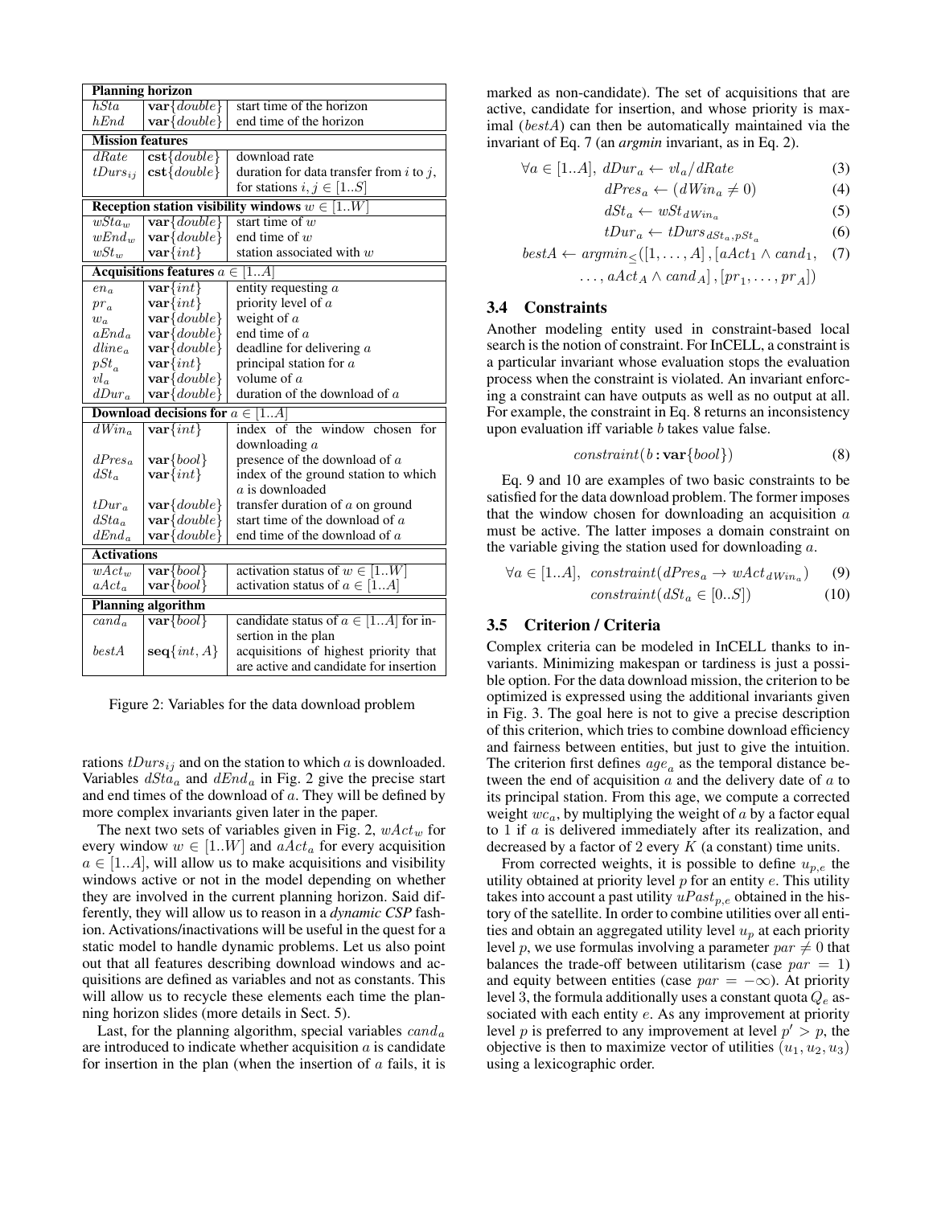| **Planning horizon** | | |
|---|---|---|
| $hSta$ | $\mathbf{var}\{double\}$ | start time of the horizon |
| $hEnd$ | $\mathbf{var}\{double\}$ | end time of the horizon |
| **Mission features** | | |
| $dRate$ | $\mathbf{cst}\{double\}$ | download rate |
| $tDurs_{ij}$ | $\mathbf{cst}\{double\}$ | duration for data transfer from $i$ to $j$, for stations $i, j \in [1..S]$ |
| **Reception station visibility windows $w \in [1..W]$** | | |
| $wSta_w$ | $\mathbf{var}\{double\}$ | start time of $w$ |
| $wEnd_w$ | $\mathbf{var}\{double\}$ | end time of $w$ |
| $wSt_w$ | $\mathbf{var}\{int\}$ | station associated with $w$ |
| **Acquisitions features $a \in [1..A]$** | | |
| $en_a$ | $\mathbf{var}\{int\}$ | entity requesting $a$ |
| $pr_a$ | $\mathbf{var}\{int\}$ | priority level of $a$ |
| $w_a$ | $\mathbf{var}\{double\}$ | weight of $a$ |
| $aEnd_a$ | $\mathbf{var}\{double\}$ | end time of $a$ |
| $dline_a$ | $\mathbf{var}\{double\}$ | deadline for delivering $a$ |
| $pSt_a$ | $\mathbf{var}\{int\}$ | principal station for $a$ |
| $vl_a$ | $\mathbf{var}\{double\}$ | volume of $a$ |
| $dDur_a$ | $\mathbf{var}\{double\}$ | duration of the download of $a$ |
| **Download decisions for $a \in [1..A]$** | | |
| $dWin_a$ | $\mathbf{var}\{int\}$ | index of the window chosen for downloading $a$ |
| $dPres_a$ | $\mathbf{var}\{bool\}$ | presence of the download of $a$ |
| $dSt_a$ | $\mathbf{var}\{int\}$ | index of the ground station to which $a$ is downloaded |
| $tDur_a$ | $\mathbf{var}\{double\}$ | transfer duration of $a$ on ground |
| $dSta_a$ | $\mathbf{var}\{double\}$ | start time of the download of $a$ |
| $dEnd_a$ | $\mathbf{var}\{double\}$ | end time of the download of $a$ |
| **Activations** | | |
| $wAct_w$ | $\mathbf{var}\{bool\}$ | activation status of $w \in [1..W]$ |
| $aAct_a$ | $\mathbf{var}\{bool\}$ | activation status of $a \in [1..A]$ |
| **Planning algorithm** | | |
| $cand_a$ | $\mathbf{var}\{bool\}$ | candidate status of $a \in [1..A]$ for insertion in the plan |
| $bestA$ | $\mathbf{seq}\{int, A\}$ | acquisitions of highest priority that are active and candidate for insertion |

Figure 2: Variables for the data download problem

rations $tDurs_{ij}$ and on the station to which $a$ is downloaded. Variables $dSta_a$ and $dEnd_a$ in Fig. 2 give the precise start and end times of the download of $a$. They will be defined by more complex invariants given later in the paper.

The next two sets of variables given in Fig. 2, $wAct_w$ for every window $w \in [1..W]$ and $aAct_a$ for every acquisition $a \in [1..A]$, will allow us to make acquisitions and visibility windows active or not in the model depending on whether they are involved in the current planning horizon. Said differently, they will allow us to reason in a *dynamic CSP* fashion. Activations/inactivations will be useful in the quest for a static model to handle dynamic problems. Let us also point out that all features describing download windows and acquisitions are defined as variables and not as constants. This will allow us to recycle these elements each time the planning horizon slides (more details in Sect. 5).

Last, for the planning algorithm, special variables $cand_a$ are introduced to indicate whether acquisition $a$ is candidate for insertion in the plan (when the insertion of $a$ fails, it is marked as non-candidate). The set of acquisitions that are active, candidate for insertion, and whose priority is maximal ($bestA$) can then be automatically maintained via the invariant of Eq. 7 (an *argmin* invariant, as in Eq. 2).

$$\forall a \in [1..A],\ dDur_a \leftarrow vl_a/dRate \tag{3}$$

$$dPres_a \leftarrow (dWin_a \neq 0) \tag{4}$$

$$dSt_a \leftarrow wSt_{dWin_a} \tag{5}$$

$$tDur_a \leftarrow tDurs_{dSt_a, pSt_a} \tag{6}$$

$$bestA \leftarrow argmin_{\leq}([1, \ldots, A], [aAct_1 \wedge cand_1, \ldots, aAct_A \wedge cand_A], [pr_1, \ldots, pr_A]) \tag{7}$$

### 3.4 Constraints

Another modeling entity used in constraint-based local search is the notion of constraint. For InCELL, a constraint is a particular invariant whose evaluation stops the evaluation process when the constraint is violated. An invariant enforcing a constraint can have outputs as well as no output at all. For example, the constraint in Eq. 8 returns an inconsistency upon evaluation iff variable $b$ takes value false.

$$constraint(b : \mathbf{var}\{bool\}) \tag{8}$$

Eq. 9 and 10 are examples of two basic constraints to be satisfied for the data download problem. The former imposes that the window chosen for downloading an acquisition $a$ must be active. The latter imposes a domain constraint on the variable giving the station used for downloading $a$.

$$\forall a \in [1..A],\ \ constraint(dPres_a \rightarrow wAct_{dWin_a}) \tag{9}$$

$$constraint(dSt_a \in [0..S]) \tag{10}$$

### 3.5 Criterion / Criteria

Complex criteria can be modeled in InCELL thanks to invariants. Minimizing makespan or tardiness is just a possible option. For the data download mission, the criterion to be optimized is expressed using the additional invariants given in Fig. 3. The goal here is not to give a precise description of this criterion, which tries to combine download efficiency and fairness between entities, but just to give the intuition. The criterion first defines $age_a$ as the temporal distance between the end of acquisition $a$ and the delivery date of $a$ to its principal station. From this age, we compute a corrected weight $wc_a$, by multiplying the weight of $a$ by a factor equal to 1 if $a$ is delivered immediately after its realization, and decreased by a factor of 2 every $K$ (a constant) time units.

From corrected weights, it is possible to define $u_{p,e}$ the utility obtained at priority level $p$ for an entity $e$. This utility takes into account a past utility $uPast_{p,e}$ obtained in the history of the satellite. In order to combine utilities over all entities and obtain an aggregated utility level $u_p$ at each priority level $p$, we use formulas involving a parameter $par \neq 0$ that balances the trade-off between utilitarism (case $par = 1$) and equity between entities (case $par = -\infty$). At priority level 3, the formula additionally uses a constant quota $Q_e$ associated with each entity $e$. As any improvement at priority level $p$ is preferred to any improvement at level $p' > p$, the objective is then to maximize vector of utilities $(u_1, u_2, u_3)$ using a lexicographic order.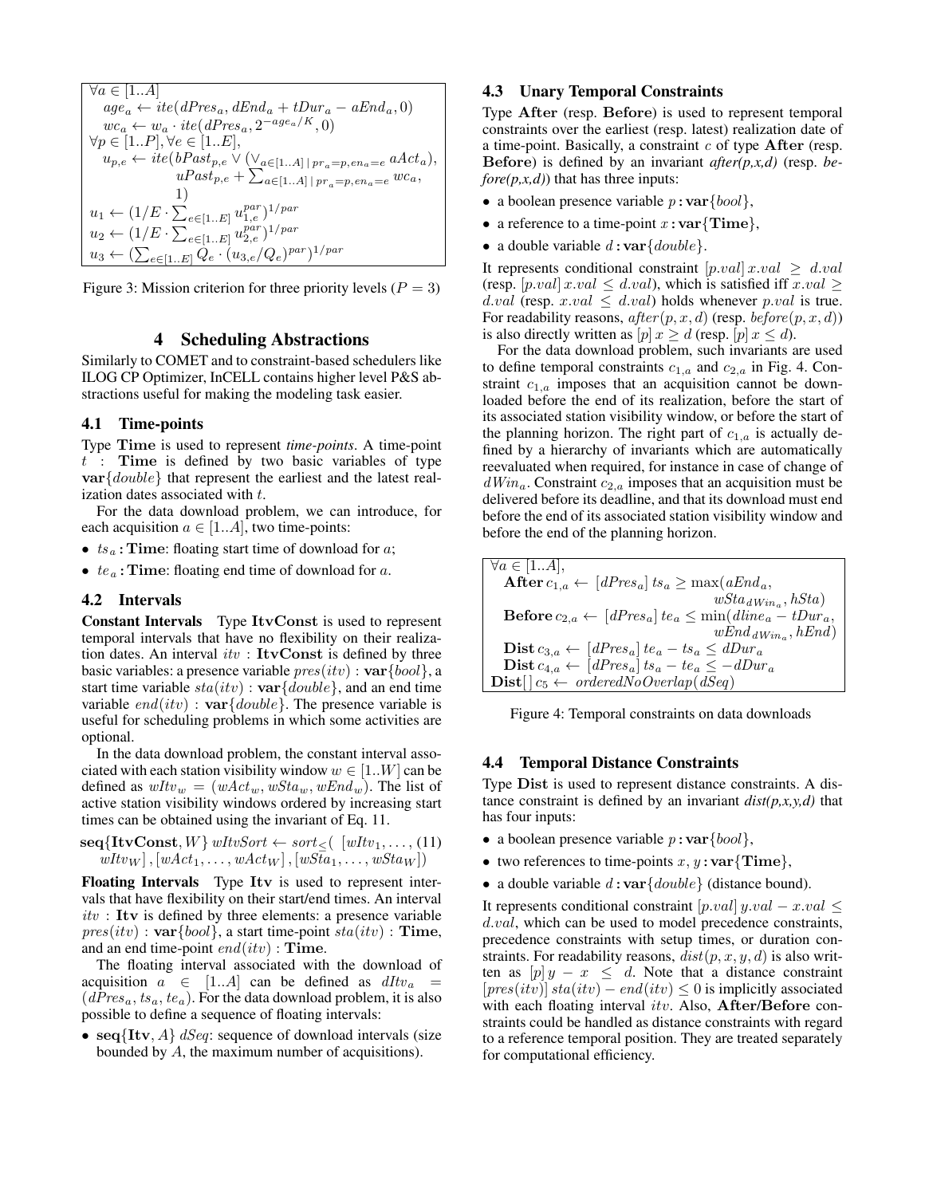$$
\begin{array}{l}
\forall a \in [1..A] \\
\quad age_a \leftarrow ite(dPres_a, dEnd_a + tDur_a - aEnd_a, 0) \\
\quad wc_a \leftarrow w_a \cdot ite(dPres_a, 2^{-age_a/K}, 0) \\
\forall p \in [1..P], \forall e \in [1..E], \\
\quad u_{p,e} \leftarrow ite(bPast_{p,e} \vee (\vee_{a \in [1..A] \,|\, pr_a = p, en_a = e}\, aAct_a), \\
\qquad\qquad uPast_{p,e} + \sum_{a \in [1..A] \,|\, pr_a = p, en_a = e} wc_a, \\
\qquad\qquad 1) \\
u_1 \leftarrow (1/E \cdot \sum_{e \in [1..E]} u_{1,e}^{par})^{1/par} \\
u_2 \leftarrow (1/E \cdot \sum_{e \in [1..E]} u_{2,e}^{par})^{1/par} \\
u_3 \leftarrow (\sum_{e \in [1..E]} Q_e \cdot (u_{3,e}/Q_e)^{par})^{1/par}
\end{array}
$$

Figure 3: Mission criterion for three priority levels ($P = 3$)

## 4 Scheduling Abstractions

Similarly to COMET and to constraint-based schedulers like ILOG CP Optimizer, InCELL contains higher level P&S abstractions useful for making the modeling task easier.

### 4.1 Time-points

Type **Time** is used to represent *time-points*. A time-point $t$ : **Time** is defined by two basic variables of type $\mathbf{var}\{double\}$ that represent the earliest and the latest realization dates associated with $t$.

For the data download problem, we can introduce, for each acquisition $a \in [1..A]$, two time-points:

- $ts_a$ **: Time**: floating start time of download for $a$;
- $te_a$ **: Time**: floating end time of download for $a$.

### 4.2 Intervals

**Constant Intervals** Type **ItvConst** is used to represent temporal intervals that have no flexibility on their realization dates. An interval $itv$ : **ItvConst** is defined by three basic variables: a presence variable $pres(itv) : \mathbf{var}\{bool\}$, a start time variable $sta(itv) : \mathbf{var}\{double\}$, and an end time variable $end(itv) : \mathbf{var}\{double\}$. The presence variable is useful for scheduling problems in which some activities are optional.

In the data download problem, the constant interval associated with each station visibility window $w \in [1..W]$ can be defined as $wItv_w = (wAct_w, wSta_w, wEnd_w)$. The list of active station visibility windows ordered by increasing start times can be obtained using the invariant of Eq. 11.

$$
\mathbf{seq}\{\mathbf{ItvConst}, W\}\; wItvSort \leftarrow sort_{\leq}(\;[wItv_1, \ldots, wItv_W], [wAct_1, \ldots, wAct_W], [wSta_1, \ldots, wSta_W]) \quad (11)
$$

**Floating Intervals** Type **Itv** is used to represent intervals that have flexibility on their start/end times. An interval $itv$ : **Itv** is defined by three elements: a presence variable $pres(itv) : \mathbf{var}\{bool\}$, a start time-point $sta(itv)$ : **Time**, and an end time-point $end(itv)$ : **Time**.

The floating interval associated with the download of acquisition $a \in [1..A]$ can be defined as $dItv_a = (dPres_a, ts_a, te_a)$. For the data download problem, it is also possible to define a sequence of floating intervals:

- $\mathbf{seq}\{\mathbf{Itv}, A\}\; dSeq$: sequence of download intervals (size bounded by $A$, the maximum number of acquisitions).

### 4.3 Unary Temporal Constraints

Type **After** (resp. **Before**) is used to represent temporal constraints over the earliest (resp. latest) realization date of a time-point. Basically, a constraint $c$ of type **After** (resp. **Before**) is defined by an invariant *after(p,x,d)* (resp. *before(p,x,d)*) that has three inputs:

- a boolean presence variable $p : \mathbf{var}\{bool\}$,
- a reference to a time-point $x : \mathbf{var}\{\mathbf{Time}\}$,
- a double variable $d : \mathbf{var}\{double\}$.

It represents conditional constraint $[p.val]\, x.val \geq d.val$ (resp. $[p.val]\, x.val \leq d.val$), which is satisfied iff $x.val \geq d.val$ (resp. $x.val \leq d.val$) holds whenever $p.val$ is true. For readability reasons, $after(p, x, d)$ (resp. $before(p, x, d)$) is also directly written as $[p]\, x \geq d$ (resp. $[p]\, x \leq d$).

For the data download problem, such invariants are used to define temporal constraints $c_{1,a}$ and $c_{2,a}$ in Fig. 4. Constraint $c_{1,a}$ imposes that an acquisition cannot be downloaded before the end of its realization, before the start of its associated station visibility window, or before the start of the planning horizon. The right part of $c_{1,a}$ is actually defined by a hierarchy of invariants which are automatically reevaluated when required, for instance in case of change of $dWin_a$. Constraint $c_{2,a}$ imposes that an acquisition must be delivered before its deadline, and that its download must end before the end of its associated station visibility window and before the end of the planning horizon.

$$
\begin{array}{l}
\forall a \in [1..A], \\
\quad \mathbf{After}\; c_{1,a} \leftarrow [dPres_a]\; ts_a \geq \max(aEnd_a, \\
\qquad\qquad\qquad\qquad wSta_{dWin_a}, hSta) \\
\quad \mathbf{Before}\; c_{2,a} \leftarrow [dPres_a]\; te_a \leq \min(dline_a - tDur_a, \\
\qquad\qquad\qquad\qquad wEnd_{dWin_a}, hEnd) \\
\quad \mathbf{Dist}\; c_{3,a} \leftarrow [dPres_a]\; te_a - ts_a \leq dDur_a \\
\quad \mathbf{Dist}\; c_{4,a} \leftarrow [dPres_a]\; ts_a - te_a \leq -dDur_a \\
\mathbf{Dist}[\,]\; c_5 \leftarrow orderedNoOverlap(dSeq)
\end{array}
$$

Figure 4: Temporal constraints on data downloads

### 4.4 Temporal Distance Constraints

Type **Dist** is used to represent distance constraints. A distance constraint is defined by an invariant *dist(p,x,y,d)* that has four inputs:

- a boolean presence variable $p : \mathbf{var}\{bool\}$,
- two references to time-points $x, y : \mathbf{var}\{\mathbf{Time}\}$,
- a double variable $d : \mathbf{var}\{double\}$ (distance bound).

It represents conditional constraint $[p.val]\, y.val - x.val \leq d.val$, which can be used to model precedence constraints, precedence constraints with setup times, or duration constraints. For readability reasons, $dist(p, x, y, d)$ is also written as $[p]\, y - x \leq d$. Note that a distance constraint $[pres(itv)]\, sta(itv) - end(itv) \leq 0$ is implicitly associated with each floating interval $itv$. Also, **After/Before** constraints could be handled as distance constraints with regard to a reference temporal position. They are treated separately for computational efficiency.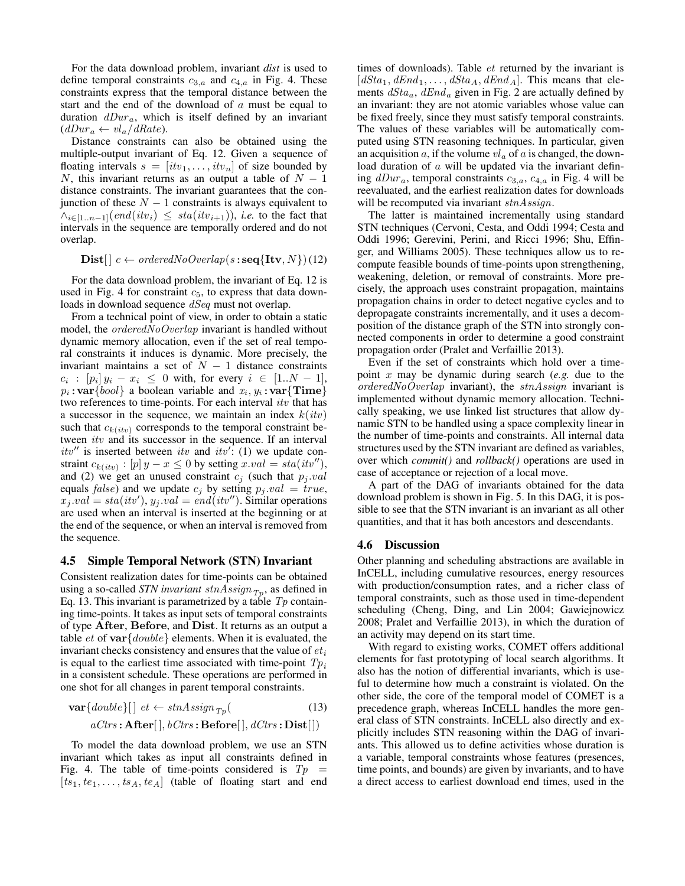For the data download problem, invariant *dist* is used to define temporal constraints $c_{3,a}$ and $c_{4,a}$ in Fig. 4. These constraints express that the temporal distance between the start and the end of the download of $a$ must be equal to duration $dDur_a$, which is itself defined by an invariant ($dDur_a \leftarrow vl_a/dRate$).

Distance constraints can also be obtained using the multiple-output invariant of Eq. 12. Given a sequence of floating intervals $s = [itv_1, \ldots, itv_n]$ of size bounded by $N$, this invariant returns as an output a table of $N-1$ distance constraints. The invariant guarantees that the conjunction of these $N-1$ constraints is always equivalent to $\wedge_{i \in [1..n-1]}(end(itv_i) \leq sta(itv_{i+1}))$, *i.e.* to the fact that intervals in the sequence are temporally ordered and do not overlap.

$$\mathbf{Dist}[\,]\ c \leftarrow orderedNoOverlap(s : \mathbf{seq}\{\mathbf{Itv}, N\}) \quad (12)$$

For the data download problem, the invariant of Eq. 12 is used in Fig. 4 for constraint $c_5$, to express that data downloads in download sequence $dSeq$ must not overlap.

From a technical point of view, in order to obtain a static model, the $orderedNoOverlap$ invariant is handled without dynamic memory allocation, even if the set of real temporal constraints it induces is dynamic. More precisely, the invariant maintains a set of $N-1$ distance constraints $c_i : [p_i]\, y_i - x_i \leq 0$ with, for every $i \in [1..N-1]$, $p_i : \mathbf{var}\{bool\}$ a boolean variable and $x_i, y_i : \mathbf{var}\{\mathbf{Time}\}$ two references to time-points. For each interval $itv$ that has a successor in the sequence, we maintain an index $k(itv)$ such that $c_{k(itv)}$ corresponds to the temporal constraint between $itv$ and its successor in the sequence. If an interval $itv''$ is inserted between $itv$ and $itv'$: (1) we update constraint $c_{k(itv)} : [p]\, y - x \leq 0$ by setting $x.val = sta(itv'')$, and (2) we get an unused constraint $c_j$ (such that $p_j.val$ equals $false$) and we update $c_j$ by setting $p_j.val = true$, $x_j.val = sta(itv')$, $y_j.val = end(itv'')$. Similar operations are used when an interval is inserted at the beginning or at the end of the sequence, or when an interval is removed from the sequence.

### 4.5 Simple Temporal Network (STN) Invariant

Consistent realization dates for time-points can be obtained using a so-called *STN invariant* $stnAssign_{Tp}$, as defined in Eq. 13. This invariant is parametrized by a table $Tp$ containing time-points. It takes as input sets of temporal constraints of type **After**, **Before**, and **Dist**. It returns as an output a table $et$ of $\mathbf{var}\{double\}$ elements. When it is evaluated, the invariant checks consistency and ensures that the value of $et_i$ is equal to the earliest time associated with time-point $Tp_i$ in a consistent schedule. These operations are performed in one shot for all changes in parent temporal constraints.

$$\begin{aligned} &\mathbf{var}\{double\}[\,]\ et \leftarrow stnAssign_{Tp}( \quad (13)\\ &\qquad aCtrs : \mathbf{After}[\,], bCtrs : \mathbf{Before}[\,], dCtrs : \mathbf{Dist}[\,]) \end{aligned}$$

To model the data download problem, we use an STN invariant which takes as input all constraints defined in Fig. 4. The table of time-points considered is $Tp = [ts_1, te_1, \ldots, ts_A, te_A]$ (table of floating start and end times of downloads). Table $et$ returned by the invariant is $[dSta_1, dEnd_1, \ldots, dSta_A, dEnd_A]$. This means that elements $dSta_a$, $dEnd_a$ given in Fig. 2 are actually defined by an invariant: they are not atomic variables whose value can be fixed freely, since they must satisfy temporal constraints. The values of these variables will be automatically computed using STN reasoning techniques. In particular, given an acquisition $a$, if the volume $vl_a$ of $a$ is changed, the download duration of $a$ will be updated via the invariant defining $dDur_a$, temporal constraints $c_{3,a}$, $c_{4,a}$ in Fig. 4 will be reevaluated, and the earliest realization dates for downloads will be recomputed via invariant $stnAssign$.

The latter is maintained incrementally using standard STN techniques (Cervoni, Cesta, and Oddi 1994; Cesta and Oddi 1996; Gerevini, Perini, and Ricci 1996; Shu, Effinger, and Williams 2005). These techniques allow us to recompute feasible bounds of time-points upon strengthening, weakening, deletion, or removal of constraints. More precisely, the approach uses constraint propagation, maintains propagation chains in order to detect negative cycles and to depropagate constraints incrementally, and it uses a decomposition of the distance graph of the STN into strongly connected components in order to determine a good constraint propagation order (Pralet and Verfaillie 2013).

Even if the set of constraints which hold over a time-point $x$ may be dynamic during search (*e.g.* due to the $orderedNoOverlap$ invariant), the $stnAssign$ invariant is implemented without dynamic memory allocation. Technically speaking, we use linked list structures that allow dynamic STN to be handled using a space complexity linear in the number of time-points and constraints. All internal data structures used by the STN invariant are defined as variables, over which *commit()* and *rollback()* operations are used in case of acceptance or rejection of a local move.

A part of the DAG of invariants obtained for the data download problem is shown in Fig. 5. In this DAG, it is possible to see that the STN invariant is an invariant as all other quantities, and that it has both ancestors and descendants.

### 4.6 Discussion

Other planning and scheduling abstractions are available in InCELL, including cumulative resources, energy resources with production/consumption rates, and a richer class of temporal constraints, such as those used in time-dependent scheduling (Cheng, Ding, and Lin 2004; Gawiejnowicz 2008; Pralet and Verfaillie 2013), in which the duration of an activity may depend on its start time.

With regard to existing works, COMET offers additional elements for fast prototyping of local search algorithms. It also has the notion of differential invariants, which is useful to determine how much a constraint is violated. On the other side, the core of the temporal model of COMET is a precedence graph, whereas InCELL handles the more general class of STN constraints. InCELL also directly and explicitly includes STN reasoning within the DAG of invariants. This allowed us to define activities whose duration is a variable, temporal constraints whose features (presences, time points, and bounds) are given by invariants, and to have a direct access to earliest download end times, used in the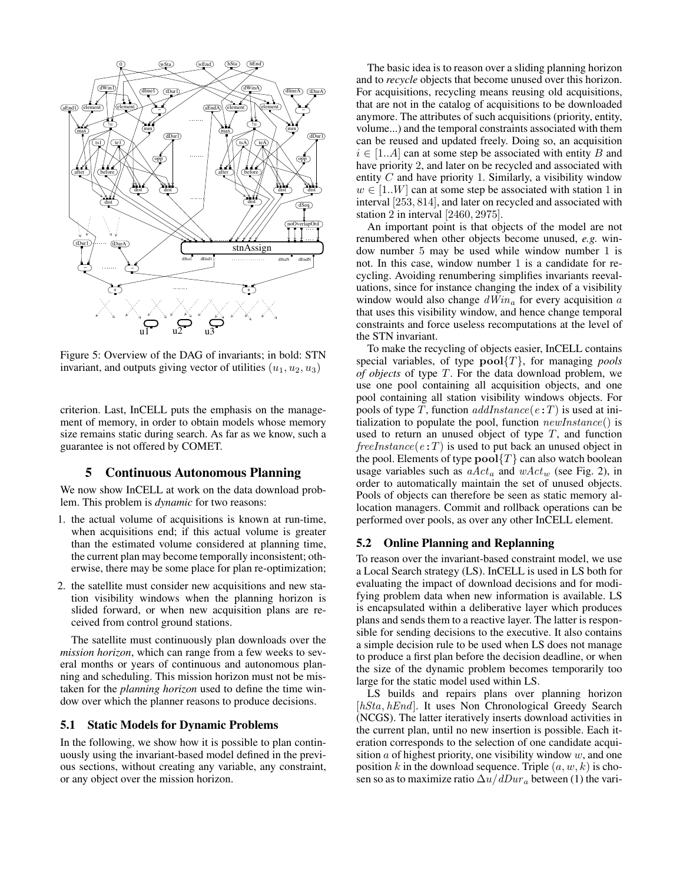Figure 5: Overview of the DAG of invariants; in bold: STN invariant, and outputs giving vector of utilities $(u_1, u_2, u_3)$

criterion. Last, InCELL puts the emphasis on the management of memory, in order to obtain models whose memory size remains static during search. As far as we know, such a guarantee is not offered by COMET.

## 5 Continuous Autonomous Planning

We now show InCELL at work on the data download problem. This problem is *dynamic* for two reasons:

1. the actual volume of acquisitions is known at run-time, when acquisitions end; if this actual volume is greater than the estimated volume considered at planning time, the current plan may become temporally inconsistent; otherwise, there may be some place for plan re-optimization;
2. the satellite must consider new acquisitions and new station visibility windows when the planning horizon is slided forward, or when new acquisition plans are received from control ground stations.

The satellite must continuously plan downloads over the *mission horizon*, which can range from a few weeks to several months or years of continuous and autonomous planning and scheduling. This mission horizon must not be mistaken for the *planning horizon* used to define the time window over which the planner reasons to produce decisions.

### 5.1 Static Models for Dynamic Problems

In the following, we show how it is possible to plan continuously using the invariant-based model defined in the previous sections, without creating any variable, any constraint, or any object over the mission horizon.

The basic idea is to reason over a sliding planning horizon and to *recycle* objects that become unused over this horizon. For acquisitions, recycling means reusing old acquisitions, that are not in the catalog of acquisitions to be downloaded anymore. The attributes of such acquisitions (priority, entity, volume...) and the temporal constraints associated with them can be reused and updated freely. Doing so, an acquisition $i \in [1..A]$ can at some step be associated with entity $B$ and have priority 2, and later on be recycled and associated with entity $C$ and have priority 1. Similarly, a visibility window $w \in [1..W]$ can at some step be associated with station 1 in interval $[253, 814]$, and later on recycled and associated with station 2 in interval $[2460, 2975]$.

An important point is that objects of the model are not renumbered when other objects become unused, *e.g.* window number 5 may be used while window number 1 is not. In this case, window number 1 is a candidate for recycling. Avoiding renumbering simplifies invariants reevaluations, since for instance changing the index of a visibility window would also change $dWin_a$ for every acquisition $a$ that uses this visibility window, and hence change temporal constraints and force useless recomputations at the level of the STN invariant.

To make the recycling of objects easier, InCELL contains special variables, of type $\mathbf{pool}\{T\}$, for managing *pools of objects* of type $T$. For the data download problem, we use one pool containing all acquisition objects, and one pool containing all station visibility windows objects. For pools of type $T$, function $addInstance(e:T)$ is used at initialization to populate the pool, function $newInstance()$ is used to return an unused object of type $T$, and function $freeInstance(e:T)$ is used to put back an unused object in the pool. Elements of type $\mathbf{pool}\{T\}$ can also watch boolean usage variables such as $aAct_a$ and $wAct_w$ (see Fig. 2), in order to automatically maintain the set of unused objects. Pools of objects can therefore be seen as static memory allocation managers. Commit and rollback operations can be performed over pools, as over any other InCELL element.

### 5.2 Online Planning and Replanning

To reason over the invariant-based constraint model, we use a Local Search strategy (LS). InCELL is used in LS both for evaluating the impact of download decisions and for modifying problem data when new information is available. LS is encapsulated within a deliberative layer which produces plans and sends them to a reactive layer. The latter is responsible for sending decisions to the executive. It also contains a simple decision rule to be used when LS does not manage to produce a first plan before the decision deadline, or when the size of the dynamic problem becomes temporarily too large for the static model used within LS.

LS builds and repairs plans over planning horizon $[hSta, hEnd]$. It uses Non Chronological Greedy Search (NCGS). The latter iteratively inserts download activities in the current plan, until no new insertion is possible. Each iteration corresponds to the selection of one candidate acquisition $a$ of highest priority, one visibility window $w$, and one position $k$ in the download sequence. Triple $(a, w, k)$ is chosen so as to maximize ratio $\Delta u / dDur_a$ between (1) the vari-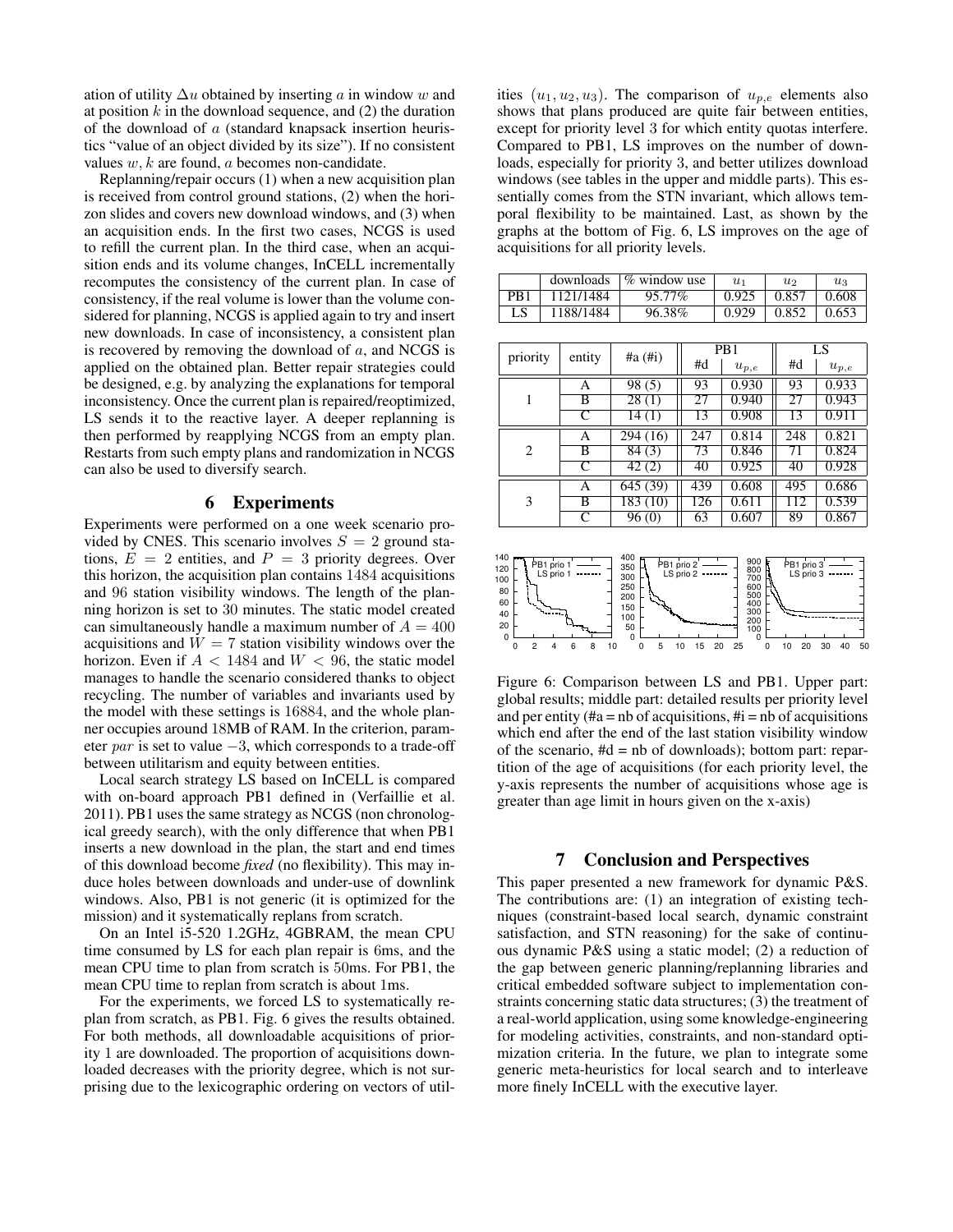ation of utility $\Delta u$ obtained by inserting $a$ in window $w$ and at position $k$ in the download sequence, and (2) the duration of the download of $a$ (standard knapsack insertion heuristics "value of an object divided by its size"). If no consistent values $w, k$ are found, $a$ becomes non-candidate.

Replanning/repair occurs (1) when a new acquisition plan is received from control ground stations, (2) when the horizon slides and covers new download windows, and (3) when an acquisition ends. In the first two cases, NCGS is used to refill the current plan. In the third case, when an acquisition ends and its volume changes, InCELL incrementally recomputes the consistency of the current plan. In case of consistency, if the real volume is lower than the volume considered for planning, NCGS is applied again to try and insert new downloads. In case of inconsistency, a consistent plan is recovered by removing the download of $a$, and NCGS is applied on the obtained plan. Better repair strategies could be designed, e.g. by analyzing the explanations for temporal inconsistency. Once the current plan is repaired/reoptimized, LS sends it to the reactive layer. A deeper replanning is then performed by reapplying NCGS from an empty plan. Restarts from such empty plans and randomization in NCGS can also be used to diversify search.

## 6 Experiments

Experiments were performed on a one week scenario provided by CNES. This scenario involves $S = 2$ ground stations, $E = 2$ entities, and $P = 3$ priority degrees. Over this horizon, the acquisition plan contains 1484 acquisitions and 96 station visibility windows. The length of the planning horizon is set to 30 minutes. The static model created can simultaneously handle a maximum number of $A = 400$ acquisitions and $W = 7$ station visibility windows over the horizon. Even if $A < 1484$ and $W < 96$, the static model manages to handle the scenario considered thanks to object recycling. The number of variables and invariants used by the model with these settings is 16884, and the whole planner occupies around 18MB of RAM. In the criterion, parameter $par$ is set to value $-3$, which corresponds to a trade-off between utilitarism and equity between entities.

Local search strategy LS based on InCELL is compared with on-board approach PB1 defined in (Verfaillie et al. 2011). PB1 uses the same strategy as NCGS (non chronological greedy search), with the only difference that when PB1 inserts a new download in the plan, the start and end times of this download become *fixed* (no flexibility). This may induce holes between downloads and under-use of downlink windows. Also, PB1 is not generic (it is optimized for the mission) and it systematically replans from scratch.

On an Intel i5-520 1.2GHz, 4GBRAM, the mean CPU time consumed by LS for each plan repair is 6ms, and the mean CPU time to plan from scratch is 50ms. For PB1, the mean CPU time to replan from scratch is about 1ms.

For the experiments, we forced LS to systematically replan from scratch, as PB1. Fig. 6 gives the results obtained. For both methods, all downloadable acquisitions of priority 1 are downloaded. The proportion of acquisitions downloaded decreases with the priority degree, which is not surprising due to the lexicographic ordering on vectors of utilities $(u_1, u_2, u_3)$. The comparison of $u_{p,e}$ elements also shows that plans produced are quite fair between entities, except for priority level 3 for which entity quotas interfere. Compared to PB1, LS improves on the number of downloads, especially for priority 3, and better utilizes download windows (see tables in the upper and middle parts). This essentially comes from the STN invariant, which allows temporal flexibility to be maintained. Last, as shown by the graphs at the bottom of Fig. 6, LS improves on the age of acquisitions for all priority levels.

| | downloads | % window use | $u_1$ | $u_2$ | $u_3$ |
|---|---|---|---|---|---|
| PB1 | 1121/1484 | 95.77% | 0.925 | 0.857 | 0.608 |
| LS | 1188/1484 | 96.38% | 0.929 | 0.852 | 0.653 |

| priority | entity | #a (#i) | PB1 | | LS | |
|---|---|---|---|---|---|---|
| | | | #d | $u_{p,e}$ | #d | $u_{p,e}$ |
| 1 | A | 98 (5) | 93 | 0.930 | 93 | 0.933 |
| | B | 28 (1) | 27 | 0.940 | 27 | 0.943 |
| | C | 14 (1) | 13 | 0.908 | 13 | 0.911 |
| 2 | A | 294 (16) | 247 | 0.814 | 248 | 0.821 |
| | B | 84 (3) | 73 | 0.846 | 71 | 0.824 |
| | C | 42 (2) | 40 | 0.925 | 40 | 0.928 |
| 3 | A | 645 (39) | 439 | 0.608 | 495 | 0.686 |
| | B | 183 (10) | 126 | 0.611 | 112 | 0.539 |
| | C | 96 (0) | 63 | 0.607 | 89 | 0.867 |

Figure 6: Comparison between LS and PB1. Upper part: global results; middle part: detailed results per priority level and per entity (#a = nb of acquisitions, #i = nb of acquisitions which end after the end of the last station visibility window of the scenario, #d = nb of downloads); bottom part: repartition of the age of acquisitions (for each priority level, the y-axis represents the number of acquisitions whose age is greater than age limit in hours given on the x-axis)

## 7 Conclusion and Perspectives

This paper presented a new framework for dynamic P&S. The contributions are: (1) an integration of existing techniques (constraint-based local search, dynamic constraint satisfaction, and STN reasoning) for the sake of continuous dynamic P&S using a static model; (2) a reduction of the gap between generic planning/replanning libraries and critical embedded software subject to implementation constraints concerning static data structures; (3) the treatment of a real-world application, using some knowledge-engineering for modeling activities, constraints, and non-standard optimization criteria. In the future, we plan to integrate some generic meta-heuristics for local search and to interleave more finely InCELL with the executive layer.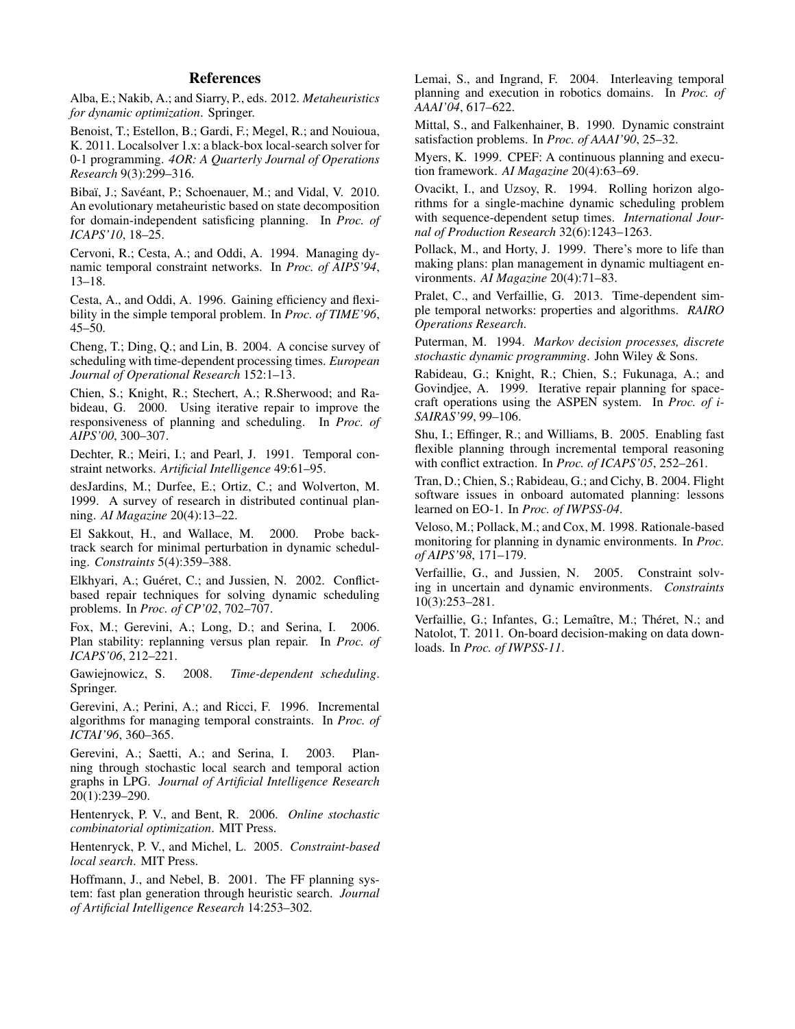## References

Alba, E.; Nakib, A.; and Siarry, P., eds. 2012. *Metaheuristics for dynamic optimization*. Springer.

Benoist, T.; Estellon, B.; Gardi, F.; Megel, R.; and Nouioua, K. 2011. Localsolver 1.x: a black-box local-search solver for 0-1 programming. *4OR: A Quarterly Journal of Operations Research* 9(3):299–316.

Bibaï, J.; Savéant, P.; Schoenauer, M.; and Vidal, V. 2010. An evolutionary metaheuristic based on state decomposition for domain-independent satisficing planning. In *Proc. of ICAPS'10*, 18–25.

Cervoni, R.; Cesta, A.; and Oddi, A. 1994. Managing dynamic temporal constraint networks. In *Proc. of AIPS'94*, 13–18.

Cesta, A., and Oddi, A. 1996. Gaining efficiency and flexibility in the simple temporal problem. In *Proc. of TIME'96*, 45–50.

Cheng, T.; Ding, Q.; and Lin, B. 2004. A concise survey of scheduling with time-dependent processing times. *European Journal of Operational Research* 152:1–13.

Chien, S.; Knight, R.; Stechert, A.; R.Sherwood; and Rabideau, G. 2000. Using iterative repair to improve the responsiveness of planning and scheduling. In *Proc. of AIPS'00*, 300–307.

Dechter, R.; Meiri, I.; and Pearl, J. 1991. Temporal constraint networks. *Artificial Intelligence* 49:61–95.

desJardins, M.; Durfee, E.; Ortiz, C.; and Wolverton, M. 1999. A survey of research in distributed continual planning. *AI Magazine* 20(4):13–22.

El Sakkout, H., and Wallace, M. 2000. Probe backtrack search for minimal perturbation in dynamic scheduling. *Constraints* 5(4):359–388.

Elkhyari, A.; Guéret, C.; and Jussien, N. 2002. Conflict-based repair techniques for solving dynamic scheduling problems. In *Proc. of CP'02*, 702–707.

Fox, M.; Gerevini, A.; Long, D.; and Serina, I. 2006. Plan stability: replanning versus plan repair. In *Proc. of ICAPS'06*, 212–221.

Gawiejnowicz, S. 2008. *Time-dependent scheduling*. Springer.

Gerevini, A.; Perini, A.; and Ricci, F. 1996. Incremental algorithms for managing temporal constraints. In *Proc. of ICTAI'96*, 360–365.

Gerevini, A.; Saetti, A.; and Serina, I. 2003. Planning through stochastic local search and temporal action graphs in LPG. *Journal of Artificial Intelligence Research* 20(1):239–290.

Hentenryck, P. V., and Bent, R. 2006. *Online stochastic combinatorial optimization*. MIT Press.

Hentenryck, P. V., and Michel, L. 2005. *Constraint-based local search*. MIT Press.

Hoffmann, J., and Nebel, B. 2001. The FF planning system: fast plan generation through heuristic search. *Journal of Artificial Intelligence Research* 14:253–302.

Lemai, S., and Ingrand, F. 2004. Interleaving temporal planning and execution in robotics domains. In *Proc. of AAAI'04*, 617–622.

Mittal, S., and Falkenhainer, B. 1990. Dynamic constraint satisfaction problems. In *Proc. of AAAI'90*, 25–32.

Myers, K. 1999. CPEF: A continuous planning and execution framework. *AI Magazine* 20(4):63–69.

Ovacikt, I., and Uzsoy, R. 1994. Rolling horizon algorithms for a single-machine dynamic scheduling problem with sequence-dependent setup times. *International Journal of Production Research* 32(6):1243–1263.

Pollack, M., and Horty, J. 1999. There's more to life than making plans: plan management in dynamic multiagent environments. *AI Magazine* 20(4):71–83.

Pralet, C., and Verfaillie, G. 2013. Time-dependent simple temporal networks: properties and algorithms. *RAIRO Operations Research*.

Puterman, M. 1994. *Markov decision processes, discrete stochastic dynamic programming*. John Wiley & Sons.

Rabideau, G.; Knight, R.; Chien, S.; Fukunaga, A.; and Govindjee, A. 1999. Iterative repair planning for spacecraft operations using the ASPEN system. In *Proc. of i-SAIRAS'99*, 99–106.

Shu, I.; Effinger, R.; and Williams, B. 2005. Enabling fast flexible planning through incremental temporal reasoning with conflict extraction. In *Proc. of ICAPS'05*, 252–261.

Tran, D.; Chien, S.; Rabideau, G.; and Cichy, B. 2004. Flight software issues in onboard automated planning: lessons learned on EO-1. In *Proc. of IWPSS-04*.

Veloso, M.; Pollack, M.; and Cox, M. 1998. Rationale-based monitoring for planning in dynamic environments. In *Proc. of AIPS'98*, 171–179.

Verfaillie, G., and Jussien, N. 2005. Constraint solving in uncertain and dynamic environments. *Constraints* 10(3):253–281.

Verfaillie, G.; Infantes, G.; Lemaître, M.; Théret, N.; and Natolot, T. 2011. On-board decision-making on data downloads. In *Proc. of IWPSS-11*.